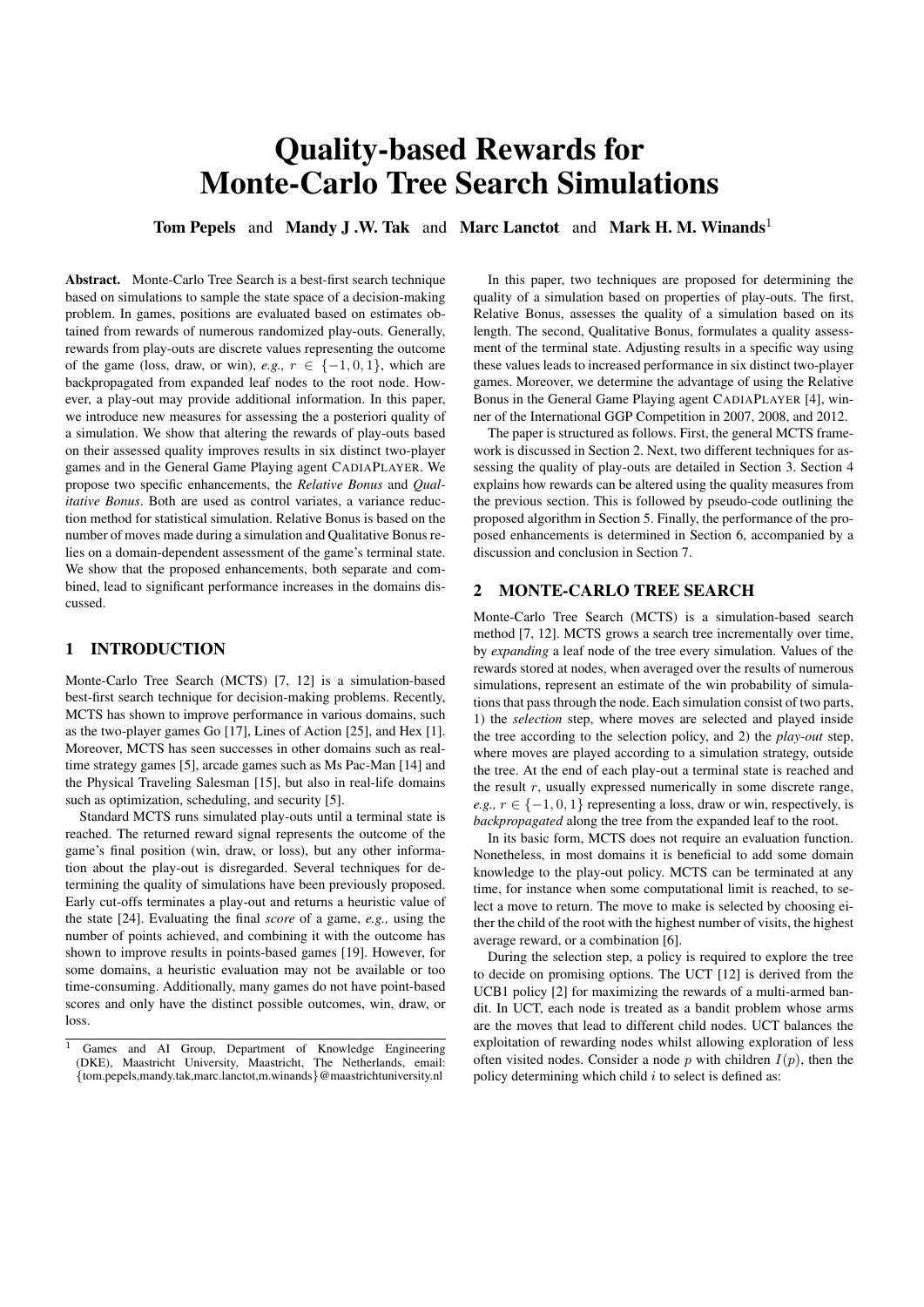# Quality-based Rewards for Monte-Carlo Tree Search Simulations

**Tom Pepels** and **Mandy J .W. Tak** and **Marc Lanctot** and **Mark H. M. Winands**[1]

**Abstract.** Monte-Carlo Tree Search is a best-first search technique based on simulations to sample the state space of a decision-making problem. In games, positions are evaluated based on estimates obtained from rewards of numerous randomized play-outs. Generally, rewards from play-outs are discrete values representing the outcome of the game (loss, draw, or win), *e.g.,* $r \in \{-1, 0, 1\}$, which are backpropagated from expanded leaf nodes to the root node. However, a play-out may provide additional information. In this paper, we introduce new measures for assessing the a posteriori quality of a simulation. We show that altering the rewards of play-outs based on their assessed quality improves results in six distinct two-player games and in the General Game Playing agent CadiaPlayer. We propose two specific enhancements, the *Relative Bonus* and *Qualitative Bonus*. Both are used as control variates, a variance reduction method for statistical simulation. Relative Bonus is based on the number of moves made during a simulation and Qualitative Bonus relies on a domain-dependent assessment of the game's terminal state. We show that the proposed enhancements, both separate and combined, lead to significant performance increases in the domains discussed.

## 1 INTRODUCTION

Monte-Carlo Tree Search (MCTS) [7, 12] is a simulation-based best-first search technique for decision-making problems. Recently, MCTS has shown to improve performance in various domains, such as the two-player games Go [17], Lines of Action [25], and Hex [1]. Moreover, MCTS has seen successes in other domains such as real-time strategy games [5], arcade games such as Ms Pac-Man [14] and the Physical Traveling Salesman [15], but also in real-life domains such as optimization, scheduling, and security [5].

Standard MCTS runs simulated play-outs until a terminal state is reached. The returned reward signal represents the outcome of the game's final position (win, draw, or loss), but any other information about the play-out is disregarded. Several techniques for determining the quality of simulations have been previously proposed. Early cut-offs terminates a play-out and returns a heuristic value of the state [24]. Evaluating the final *score* of a game, *e.g.,* using the number of points achieved, and combining it with the outcome has shown to improve results in points-based games [19]. However, for some domains, a heuristic evaluation may not be available or too time-consuming. Additionally, many games do not have point-based scores and only have the distinct possible outcomes, win, draw, or loss.

[1] Games and AI Group, Department of Knowledge Engineering (DKE), Maastricht University, Maastricht, The Netherlands, email: {tom.pepels,mandy.tak,marc.lanctot,m.winands}@maastrichtuniversity.nl

In this paper, two techniques are proposed for determining the quality of a simulation based on properties of play-outs. The first, Relative Bonus, assesses the quality of a simulation based on its length. The second, Qualitative Bonus, formulates a quality assessment of the terminal state. Adjusting results in a specific way using these values leads to increased performance in six distinct two-player games. Moreover, we determine the advantage of using the Relative Bonus in the General Game Playing agent CadiaPlayer [4], winner of the International GGP Competition in 2007, 2008, and 2012.

The paper is structured as follows. First, the general MCTS framework is discussed in Section 2. Next, two different techniques for assessing the quality of play-outs are detailed in Section 3. Section 4 explains how rewards can be altered using the quality measures from the previous section. This is followed by pseudo-code outlining the proposed algorithm in Section 5. Finally, the performance of the proposed enhancements is determined in Section 6, accompanied by a discussion and conclusion in Section 7.

## 2 MONTE-CARLO TREE SEARCH

Monte-Carlo Tree Search (MCTS) is a simulation-based search method [7, 12]. MCTS grows a search tree incrementally over time, by *expanding* a leaf node of the tree every simulation. Values of the rewards stored at nodes, when averaged over the results of numerous simulations, represent an estimate of the win probability of simulations that pass through the node. Each simulation consist of two parts, 1) the *selection* step, where moves are selected and played inside the tree according to the selection policy, and 2) the *play-out* step, where moves are played according to a simulation strategy, outside the tree. At the end of each play-out a terminal state is reached and the result $r$, usually expressed numerically in some discrete range, *e.g.,* $r \in \{-1, 0, 1\}$ representing a loss, draw or win, respectively, is *backpropagated* along the tree from the expanded leaf to the root.

In its basic form, MCTS does not require an evaluation function. Nonetheless, in most domains it is beneficial to add some domain knowledge to the play-out policy. MCTS can be terminated at any time, for instance when some computational limit is reached, to select a move to return. The move to make is selected by choosing either the child of the root with the highest number of visits, the highest average reward, or a combination [6].

During the selection step, a policy is required to explore the tree to decide on promising options. The UCT [12] is derived from the UCB1 policy [2] for maximizing the rewards of a multi-armed bandit. In UCT, each node is treated as a bandit problem whose arms are the moves that lead to different child nodes. UCT balances the exploitation of rewarding nodes whilst allowing exploration of less often visited nodes. Consider a node $p$ with children $I(p)$, then the policy determining which child $i$ to select is defined as: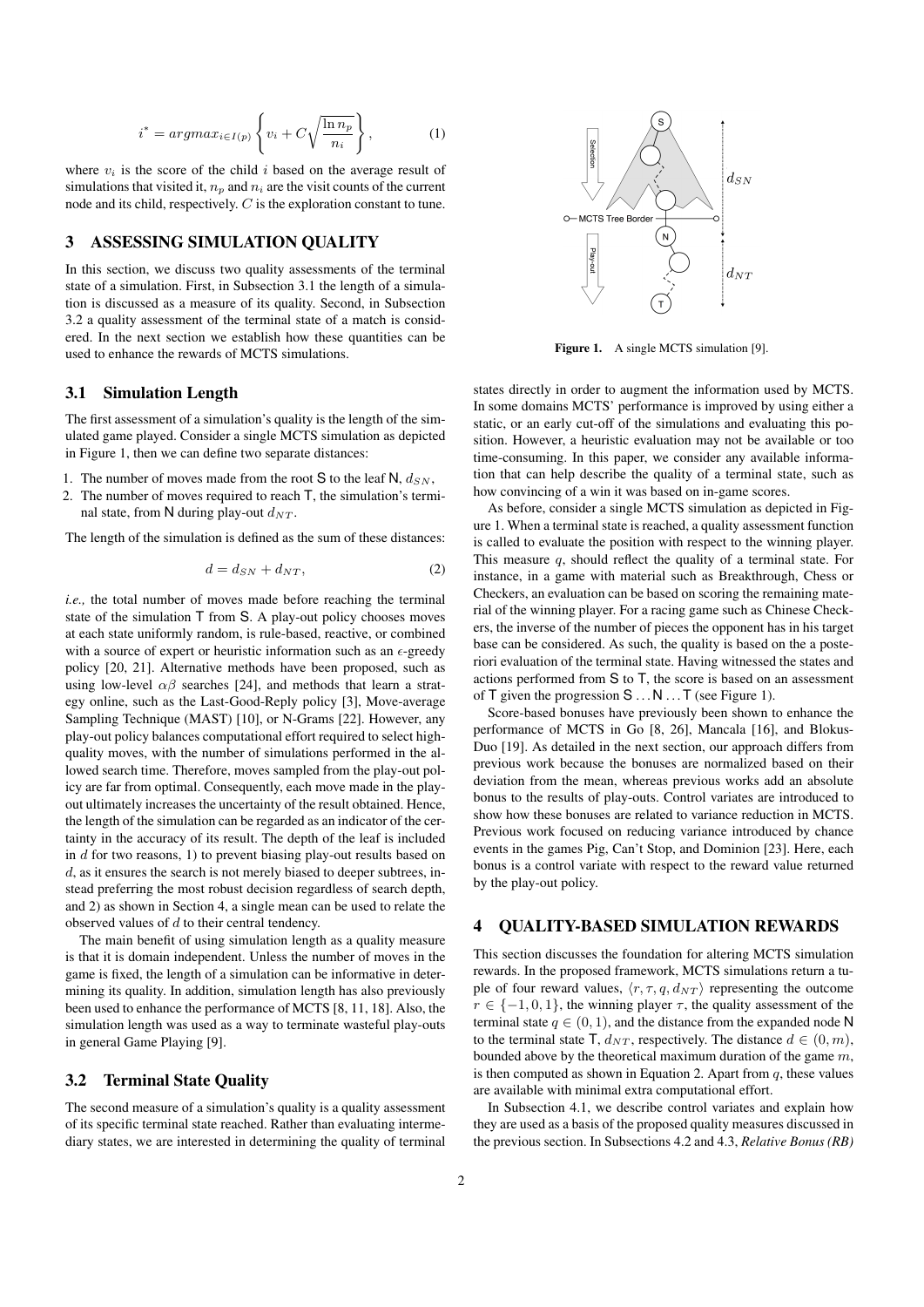$$i^* = argmax_{i \in I(p)} \left\{ v_i + C\sqrt{\frac{\ln n_p}{n_i}} \right\}, \tag{1}$$

where $v_i$ is the score of the child $i$ based on the average result of simulations that visited it, $n_p$ and $n_i$ are the visit counts of the current node and its child, respectively. $C$ is the exploration constant to tune.

## 3 ASSESSING SIMULATION QUALITY

In this section, we discuss two quality assessments of the terminal state of a simulation. First, in Subsection 3.1 the length of a simulation is discussed as a measure of its quality. Second, in Subsection 3.2 a quality assessment of the terminal state of a match is considered. In the next section we establish how these quantities can be used to enhance the rewards of MCTS simulations.

### 3.1 Simulation Length

The first assessment of a simulation's quality is the length of the simulated game played. Consider a single MCTS simulation as depicted in Figure 1, then we can define two separate distances:

1. The number of moves made from the root S to the leaf N, $d_{SN}$,
2. The number of moves required to reach T, the simulation's terminal state, from N during play-out $d_{NT}$.

The length of the simulation is defined as the sum of these distances:

$$d = d_{SN} + d_{NT}, \tag{2}$$

*i.e.,* the total number of moves made before reaching the terminal state of the simulation T from S. A play-out policy chooses moves at each state uniformly random, is rule-based, reactive, or combined with a source of expert or heuristic information such as an $\epsilon$-greedy policy [20, 21]. Alternative methods have been proposed, such as using low-level $\alpha\beta$ searches [24], and methods that learn a strategy online, such as the Last-Good-Reply policy [3], Move-average Sampling Technique (MAST) [10], or N-Grams [22]. However, any play-out policy balances computational effort required to select high-quality moves, with the number of simulations performed in the allowed search time. Therefore, moves sampled from the play-out policy are far from optimal. Consequently, each move made in the play-out ultimately increases the uncertainty of the result obtained. Hence, the length of the simulation can be regarded as an indicator of the certainty in the accuracy of its result. The depth of the leaf is included in $d$ for two reasons, 1) to prevent biasing play-out results based on $d$, as it ensures the search is not merely biased to deeper subtrees, instead preferring the most robust decision regardless of search depth, and 2) as shown in Section 4, a single mean can be used to relate the observed values of $d$ to their central tendency.

The main benefit of using simulation length as a quality measure is that it is domain independent. Unless the number of moves in the game is fixed, the length of a simulation can be informative in determining its quality. In addition, simulation length has also previously been used to enhance the performance of MCTS [8, 11, 18]. Also, the simulation length was used as a way to terminate wasteful play-outs in general Game Playing [9].

### 3.2 Terminal State Quality

The second measure of a simulation's quality is a quality assessment of its specific terminal state reached. Rather than evaluating intermediary states, we are interested in determining the quality of terminal states directly in order to augment the information used by MCTS. In some domains MCTS' performance is improved by using either a static, or an early cut-off of the simulations and evaluating this position. However, a heuristic evaluation may not be available or too time-consuming. In this paper, we consider any available information that can help describe the quality of a terminal state, such as how convincing of a win it was based on in-game scores.

**Figure 1.** A single MCTS simulation [9].

As before, consider a single MCTS simulation as depicted in Figure 1. When a terminal state is reached, a quality assessment function is called to evaluate the position with respect to the winning player. This measure $q$, should reflect the quality of a terminal state. For instance, in a game with material such as Breakthrough, Chess or Checkers, an evaluation can be based on scoring the remaining material of the winning player. For a racing game such as Chinese Checkers, the inverse of the number of pieces the opponent has in his target base can be considered. As such, the quality is based on the a posteriori evaluation of the terminal state. Having witnessed the states and actions performed from S to T, the score is based on an assessment of T given the progression S ... N ... T (see Figure 1).

Score-based bonuses have previously been shown to enhance the performance of MCTS in Go [8, 26], Mancala [16], and Blokus-Duo [19]. As detailed in the next section, our approach differs from previous work because the bonuses are normalized based on their deviation from the mean, whereas previous works add an absolute bonus to the results of play-outs. Control variates are introduced to show how these bonuses are related to variance reduction in MCTS. Previous work focused on reducing variance introduced by chance events in the games Pig, Can't Stop, and Dominion [23]. Here, each bonus is a control variate with respect to the reward value returned by the play-out policy.

## 4 QUALITY-BASED SIMULATION REWARDS

This section discusses the foundation for altering MCTS simulation rewards. In the proposed framework, MCTS simulations return a tuple of four reward values, $\langle r, \tau, q, d_{NT} \rangle$ representing the outcome $r \in \{-1, 0, 1\}$, the winning player $\tau$, the quality assessment of the terminal state $q \in (0, 1)$, and the distance from the expanded node N to the terminal state T, $d_{NT}$, respectively. The distance $d \in (0, m)$, bounded above by the theoretical maximum duration of the game $m$, is then computed as shown in Equation 2. Apart from $q$, these values are available with minimal extra computational effort.

In Subsection 4.1, we describe control variates and explain how they are used as a basis of the proposed quality measures discussed in the previous section. In Subsections 4.2 and 4.3, *Relative Bonus (RB)*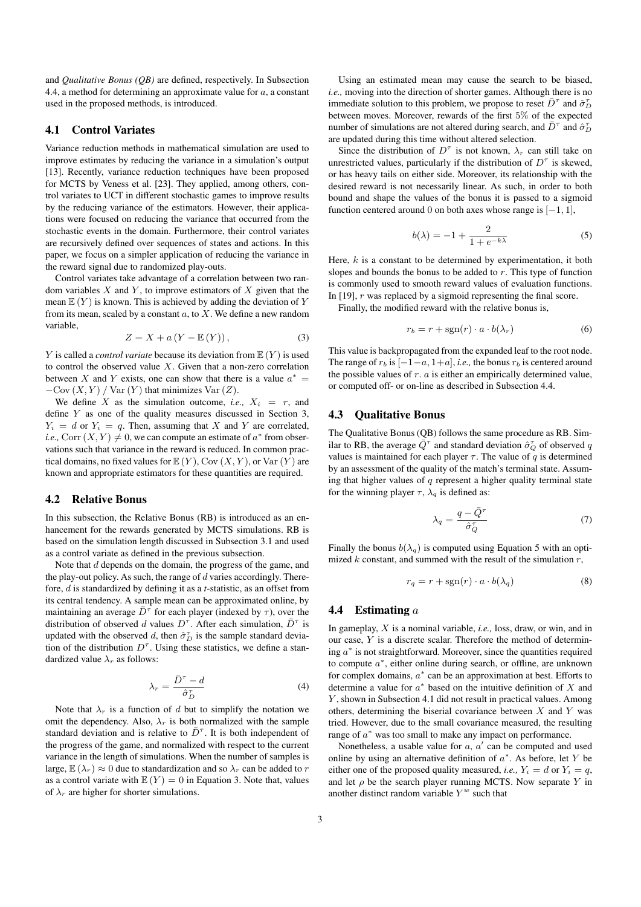and *Qualitative Bonus (QB)* are defined, respectively. In Subsection 4.4, a method for determining an approximate value for $a$, a constant used in the proposed methods, is introduced.

## 4.1 Control Variates

Variance reduction methods in mathematical simulation are used to improve estimates by reducing the variance in a simulation's output [13]. Recently, variance reduction techniques have been proposed for MCTS by Veness et al. [23]. They applied, among others, control variates to UCT in different stochastic games to improve results by the reducing variance of the estimators. However, their applications were focused on reducing the variance that occurred from the stochastic events in the domain. Furthermore, their control variates are recursively defined over sequences of states and actions. In this paper, we focus on a simpler application of reducing the variance in the reward signal due to randomized play-outs.

Control variates take advantage of a correlation between two random variables $X$ and $Y$, to improve estimators of $X$ given that the mean $\mathbb{E}(Y)$ is known. This is achieved by adding the deviation of $Y$ from its mean, scaled by a constant $a$, to $X$. We define a new random variable,

$$Z = X + a\left(Y - \mathbb{E}(Y)\right), \tag{3}$$

$Y$ is called a *control variate* because its deviation from $\mathbb{E}(Y)$ is used to control the observed value $X$. Given that a non-zero correlation between $X$ and $Y$ exists, one can show that there is a value $a^* = -\mathrm{Cov}(X, Y) / \mathrm{Var}(Y)$ that minimizes $\mathrm{Var}(Z)$.

We define $X$ as the simulation outcome, *i.e.,* $X_i = r$, and define $Y$ as one of the quality measures discussed in Section 3, $Y_i = d$ or $Y_i = q$. Then, assuming that $X$ and $Y$ are correlated, *i.e.,* $\mathrm{Corr}(X, Y) \neq 0$, we can compute an estimate of $a^*$ from observations such that variance in the reward is reduced. In common practical domains, no fixed values for $\mathbb{E}(Y)$, $\mathrm{Cov}(X, Y)$, or $\mathrm{Var}(Y)$ are known and appropriate estimators for these quantities are required.

## 4.2 Relative Bonus

In this subsection, the Relative Bonus (RB) is introduced as an enhancement for the rewards generated by MCTS simulations. RB is based on the simulation length discussed in Subsection 3.1 and used as a control variate as defined in the previous subsection.

Note that $d$ depends on the domain, the progress of the game, and the play-out policy. As such, the range of $d$ varies accordingly. Therefore, $d$ is standardized by defining it as a *t*-statistic, as an offset from its central tendency. A sample mean can be approximated online, by maintaining an average $\bar{D}^\tau$ for each player (indexed by $\tau$), over the distribution of observed $d$ values $D^\tau$. After each simulation, $\bar{D}^\tau$ is updated with the observed $d$, then $\hat{\sigma}^\tau_D$ is the sample standard deviation of the distribution $D^\tau$. Using these statistics, we define a standardized value $\lambda_r$ as follows:

$$\lambda_r = \frac{\bar{D}^\tau - d}{\hat{\sigma}^\tau_D} \tag{4}$$

Note that $\lambda_r$ is a function of $d$ but to simplify the notation we omit the dependency. Also, $\lambda_r$ is both normalized with the sample standard deviation and is relative to $\bar{D}^\tau$. It is both independent of the progress of the game, and normalized with respect to the current variance in the length of simulations. When the number of samples is large, $\mathbb{E}(\lambda_r) \approx 0$ due to standardization and so $\lambda_r$ can be added to $r$ as a control variate with $\mathbb{E}(Y) = 0$ in Equation 3. Note that, values of $\lambda_r$ are higher for shorter simulations.

Using an estimated mean may cause the search to be biased, *i.e.,* moving into the direction of shorter games. Although there is no immediate solution to this problem, we propose to reset $\bar{D}^\tau$ and $\hat{\sigma}^\tau_D$ between moves. Moreover, rewards of the first 5% of the expected number of simulations are not altered during search, and $\bar{D}^\tau$ and $\hat{\sigma}^\tau_D$ are updated during this time without altered selection.

Since the distribution of $D^\tau$ is not known, $\lambda_r$ can still take on unrestricted values, particularly if the distribution of $D^\tau$ is skewed, or has heavy tails on either side. Moreover, its relationship with the desired reward is not necessarily linear. As such, in order to both bound and shape the values of the bonus it is passed to a sigmoid function centered around 0 on both axes whose range is $[-1, 1]$,

$$b(\lambda) = -1 + \frac{2}{1 + e^{-k\lambda}} \tag{5}$$

Here, $k$ is a constant to be determined by experimentation, it both slopes and bounds the bonus to be added to $r$. This type of function is commonly used to smooth reward values of evaluation functions. In [19], $r$ was replaced by a sigmoid representing the final score.

Finally, the modified reward with the relative bonus is,

$$r_b = r + \mathrm{sgn}(r) \cdot a \cdot b(\lambda_r) \tag{6}$$

This value is backpropagated from the expanded leaf to the root node. The range of $r_b$ is $[-1-a, 1+a]$, *i.e.,* the bonus $r_b$ is centered around the possible values of $r$. $a$ is either an empirically determined value, or computed off- or on-line as described in Subsection 4.4.

## 4.3 Qualitative Bonus

The Qualitative Bonus (QB) follows the same procedure as RB. Similar to RB, the average $\bar{Q}^\tau$ and standard deviation $\hat{\sigma}^\tau_Q$ of observed $q$ values is maintained for each player $\tau$. The value of $q$ is determined by an assessment of the quality of the match's terminal state. Assuming that higher values of $q$ represent a higher quality terminal state for the winning player $\tau$, $\lambda_q$ is defined as:

$$\lambda_q = \frac{q - \bar{Q}^\tau}{\hat{\sigma}^\tau_Q} \tag{7}$$

Finally the bonus $b(\lambda_q)$ is computed using Equation 5 with an optimized $k$ constant, and summed with the result of the simulation $r$,

$$r_q = r + \mathrm{sgn}(r) \cdot a \cdot b(\lambda_q) \tag{8}$$

## 4.4 Estimating $a$

In gameplay, $X$ is a nominal variable, *i.e.,* loss, draw, or win, and in our case, $Y$ is a discrete scalar. Therefore the method of determining $a^*$ is not straightforward. Moreover, since the quantities required to compute $a^*$, either online during search, or offline, are unknown for complex domains, $a^*$ can be an approximation at best. Efforts to determine a value for $a^*$ based on the intuitive definition of $X$ and $Y$, shown in Subsection 4.1 did not result in practical values. Among others, determining the biserial covariance between $X$ and $Y$ was tried. However, due to the small covariance measured, the resulting range of $a^*$ was too small to make any impact on performance.

Nonetheless, a usable value for $a$, $a'$ can be computed and used online by using an alternative definition of $a^*$. As before, let $Y$ be either one of the proposed quality measured, *i.e.,* $Y_i = d$ or $Y_i = q$, and let $\rho$ be the search player running MCTS. Now separate $Y$ in another distinct random variable $Y^w$ such that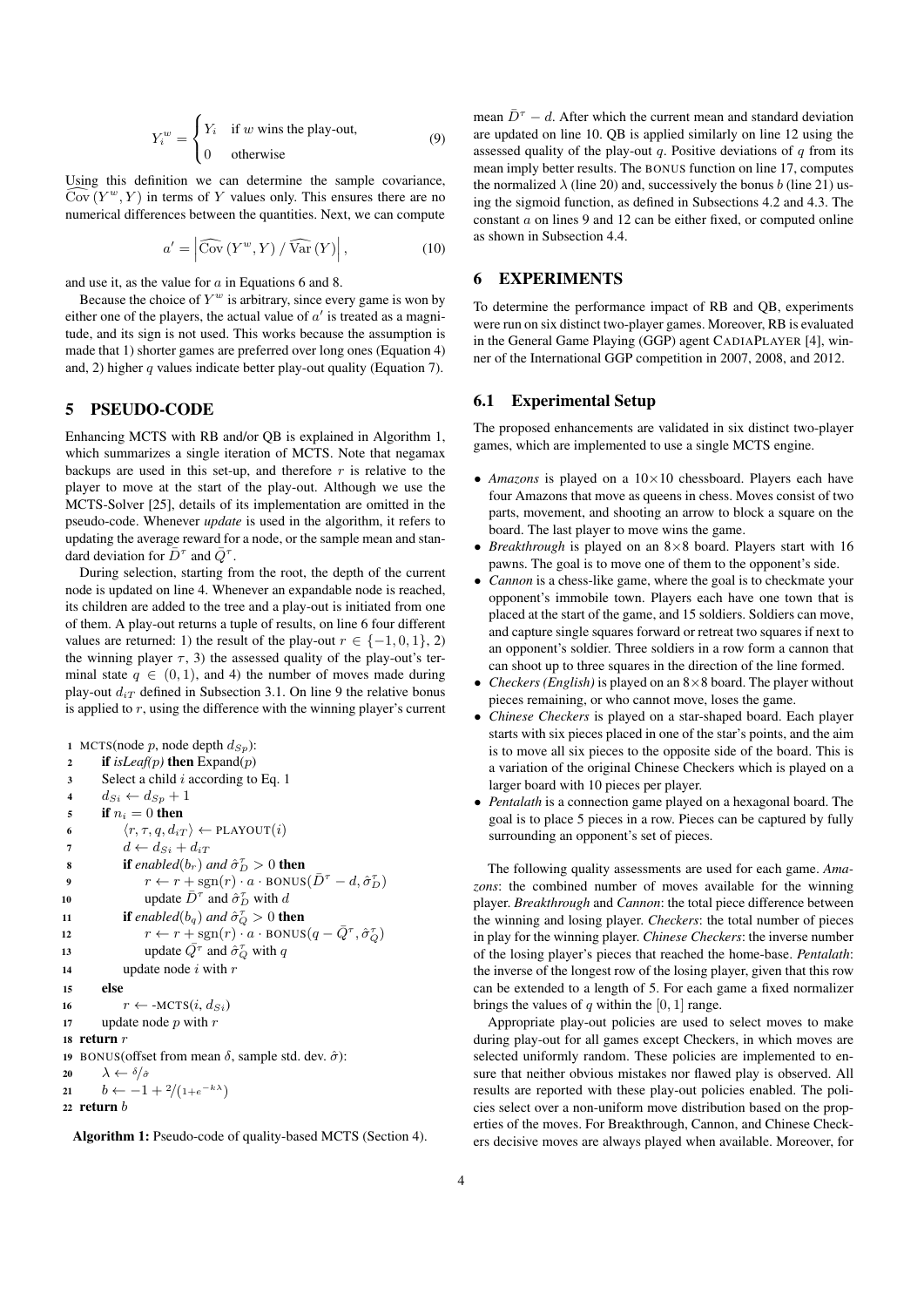$$Y_i^w = \begin{cases} Y_i & \text{if } w \text{ wins the play-out,} \\ 0 & \text{otherwise} \end{cases} \tag{9}$$

Using this definition we can determine the sample covariance, $\widehat{\mathrm{Cov}}\left(Y^w, Y\right)$ in terms of $Y$ values only. This ensures there are no numerical differences between the quantities. Next, we can compute

$$a' = \left| \widehat{\mathrm{Cov}}\left(Y^w, Y\right) / \widehat{\mathrm{Var}}\left(Y\right) \right|, \tag{10}$$

and use it, as the value for $a$ in Equations 6 and 8.

Because the choice of $Y^w$ is arbitrary, since every game is won by either one of the players, the actual value of $a'$ is treated as a magnitude, and its sign is not used. This works because the assumption is made that 1) shorter games are preferred over long ones (Equation 4) and, 2) higher $q$ values indicate better play-out quality (Equation 7).

## 5 PSEUDO-CODE

Enhancing MCTS with RB and/or QB is explained in Algorithm 1, which summarizes a single iteration of MCTS. Note that negamax backups are used in this set-up, and therefore $r$ is relative to the player to move at the start of the play-out. Although we use the MCTS-Solver [25], details of its implementation are omitted in the pseudo-code. Whenever *update* is used in the algorithm, it refers to updating the average reward for a node, or the sample mean and standard deviation for $\bar{D}^\tau$ and $\bar{Q}^\tau$.

During selection, starting from the root, the depth of the current node is updated on line 4. Whenever an expandable node is reached, its children are added to the tree and a play-out is initiated from one of them. A play-out returns a tuple of results, on line 6 four different values are returned: 1) the result of the play-out $r \in \{-1, 0, 1\}$, 2) the winning player $\tau$, 3) the assessed quality of the play-out's terminal state $q \in (0, 1)$, and 4) the number of moves made during play-out $d_{iT}$ defined in Subsection 3.1. On line 9 the relative bonus is applied to $r$, using the difference with the winning player's current mean $\bar{D}^\tau - d$. After which the current mean and standard deviation are updated on line 10. QB is applied similarly on line 12 using the assessed quality of the play-out $q$. Positive deviations of $q$ from its mean imply better results. The BONUS function on line 17, computes the normalized $\lambda$ (line 20) and, successively the bonus $b$ (line 21) using the sigmoid function, as defined in Subsections 4.2 and 4.3. The constant $a$ on lines 9 and 12 can be either fixed, or computed online as shown in Subsection 4.4.

```
1  MCTS(node p, node depth d_Sp):
2      if isLeaf(p) then Expand(p)
3      Select a child i according to Eq. 1
4      d_Si ← d_Sp + 1
5      if n_i = 0 then
6          ⟨r, τ, q, d_iT⟩ ← PLAYOUT(i)
7          d ← d_Si + d_iT
8          if enabled(b_r) and σ̂_D^τ > 0 then
9              r ← r + sgn(r) · a · BONUS(D̄^τ − d, σ̂_D^τ)
10             update D̄^τ and σ̂_D^τ with d
11         if enabled(b_q) and σ̂_Q^τ > 0 then
12             r ← r + sgn(r) · a · BONUS(q − Q̄^τ, σ̂_Q^τ)
13             update Q̄^τ and σ̂_Q^τ with q
14         update node i with r
15     else
16         r ← -MCTS(i, d_Si)
17     update node p with r
18 return r
19 BONUS(offset from mean δ, sample std. dev. σ̂):
20     λ ← δ/σ̂
21     b ← −1 + 2/(1+e^(−kλ))
22 return b
```

**Algorithm 1:** Pseudo-code of quality-based MCTS (Section 4).

## 6 EXPERIMENTS

To determine the performance impact of RB and QB, experiments were run on six distinct two-player games. Moreover, RB is evaluated in the General Game Playing (GGP) agent CADIAPLAYER [4], winner of the International GGP competition in 2007, 2008, and 2012.

### 6.1 Experimental Setup

The proposed enhancements are validated in six distinct two-player games, which are implemented to use a single MCTS engine.

- *Amazons* is played on a 10×10 chessboard. Players each have four Amazons that move as queens in chess. Moves consist of two parts, movement, and shooting an arrow to block a square on the board. The last player to move wins the game.
- *Breakthrough* is played on an 8×8 board. Players start with 16 pawns. The goal is to move one of them to the opponent's side.
- *Cannon* is a chess-like game, where the goal is to checkmate your opponent's immobile town. Players each have one town that is placed at the start of the game, and 15 soldiers. Soldiers can move, and capture single squares forward or retreat two squares if next to an opponent's soldier. Three soldiers in a row form a cannon that can shoot up to three squares in the direction of the line formed.
- *Checkers (English)* is played on an 8×8 board. The player without pieces remaining, or who cannot move, loses the game.
- *Chinese Checkers* is played on a star-shaped board. Each player starts with six pieces placed in one of the star's points, and the aim is to move all six pieces to the opposite side of the board. This is a variation of the original Chinese Checkers which is played on a larger board with 10 pieces per player.
- *Pentalath* is a connection game played on a hexagonal board. The goal is to place 5 pieces in a row. Pieces can be captured by fully surrounding an opponent's set of pieces.

The following quality assessments are used for each game. *Amazons*: the combined number of moves available for the winning player. *Breakthrough* and *Cannon*: the total piece difference between the winning and losing player. *Checkers*: the total number of pieces in play for the winning player. *Chinese Checkers*: the inverse number of the losing player's pieces that reached the home-base. *Pentalath*: the inverse of the longest row of the losing player, given that this row can be extended to a length of 5. For each game a fixed normalizer brings the values of $q$ within the $[0, 1]$ range.

Appropriate play-out policies are used to select moves to make during play-out for all games except Checkers, in which moves are selected uniformly random. These policies are implemented to ensure that neither obvious mistakes nor flawed play is observed. All results are reported with these play-out policies enabled. The policies select over a non-uniform move distribution based on the properties of the moves. For Breakthrough, Cannon, and Chinese Checkers decisive moves are always played when available. Moreover, for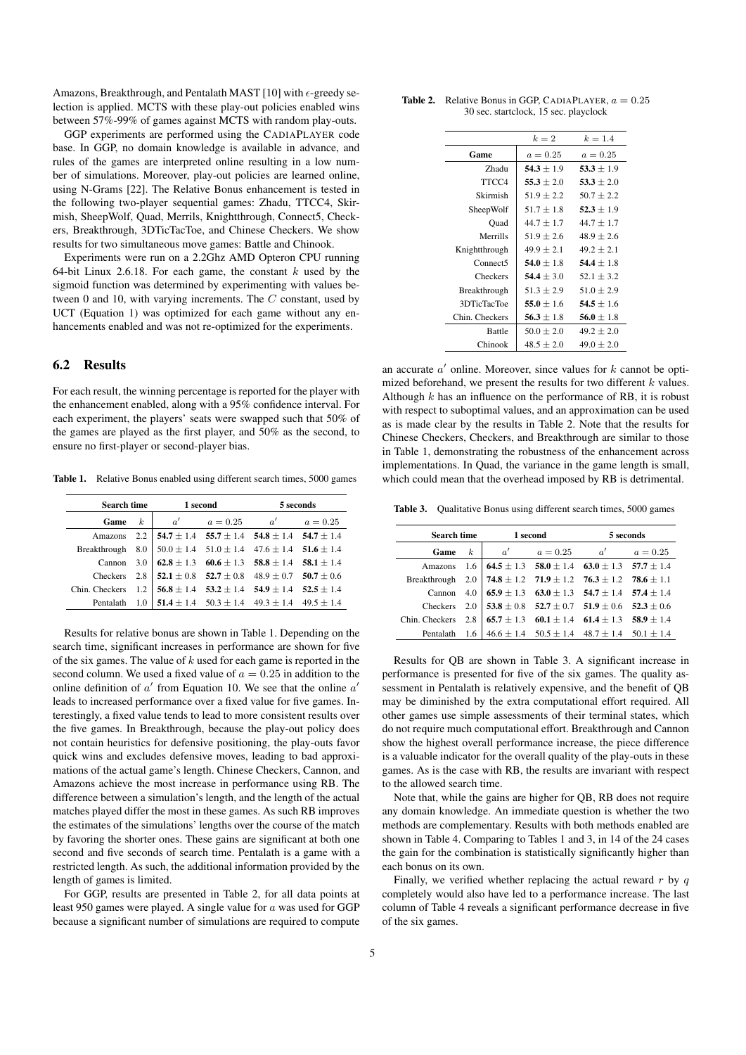Amazons, Breakthrough, and Pentalath MAST [10] with $\epsilon$-greedy selection is applied. MCTS with these play-out policies enabled wins between 57%-99% of games against MCTS with random play-outs.

GGP experiments are performed using the CADIAPLAYER code base. In GGP, no domain knowledge is available in advance, and rules of the games are interpreted online resulting in a low number of simulations. Moreover, play-out policies are learned online, using N-Grams [22]. The Relative Bonus enhancement is tested in the following two-player sequential games: Zhadu, TTCC4, Skirmish, SheepWolf, Quad, Merrils, Knightthrough, Connect5, Checkers, Breakthrough, 3DTicTacToe, and Chinese Checkers. We show results for two simultaneous move games: Battle and Chinook.

Experiments were run on a 2.2Ghz AMD Opteron CPU running 64-bit Linux 2.6.18. For each game, the constant $k$ used by the sigmoid function was determined by experimenting with values between 0 and 10, with varying increments. The $C$ constant, used by UCT (Equation 1) was optimized for each game without any enhancements enabled and was not re-optimized for the experiments.

## 6.2 Results

For each result, the winning percentage is reported for the player with the enhancement enabled, along with a 95% confidence interval. For each experiment, the players' seats were swapped such that 50% of the games are played as the first player, and 50% as the second, to ensure no first-player or second-player bias.

**Table 1.** Relative Bonus enabled using different search times, 5000 games

| Search time | | 1 second | | 5 seconds | |
|---|---|---|---|---|---|
| **Game** | $k$ | $a'$ | $a = 0.25$ | $a'$ | $a = 0.25$ |
| Amazons | 2.2 | **54.7** $\pm$ 1.4 | **55.7** $\pm$ 1.4 | **54.8** $\pm$ 1.4 | **54.7** $\pm$ 1.4 |
| Breakthrough | 8.0 | 50.0 $\pm$ 1.4 | 51.0 $\pm$ 1.4 | 47.6 $\pm$ 1.4 | **51.6** $\pm$ 1.4 |
| Cannon | 3.0 | **62.8** $\pm$ 1.3 | **60.6** $\pm$ 1.3 | **58.8** $\pm$ 1.4 | **58.1** $\pm$ 1.4 |
| Checkers | 2.8 | **52.1** $\pm$ 0.8 | **52.7** $\pm$ 0.8 | 48.9 $\pm$ 0.7 | **50.7** $\pm$ 0.6 |
| Chin. Checkers | 1.2 | **56.8** $\pm$ 1.4 | **53.2** $\pm$ 1.4 | **54.9** $\pm$ 1.4 | **52.5** $\pm$ 1.4 |
| Pentalath | 1.0 | **51.4** $\pm$ 1.4 | 50.3 $\pm$ 1.4 | 49.3 $\pm$ 1.4 | 49.5 $\pm$ 1.4 |

Results for relative bonus are shown in Table 1. Depending on the search time, significant increases in performance are shown for five of the six games. The value of $k$ used for each game is reported in the second column. We used a fixed value of $a = 0.25$ in addition to the online definition of $a'$ from Equation 10. We see that the online $a'$ leads to increased performance over a fixed value for five games. Interestingly, a fixed value tends to lead to more consistent results over the five games. In Breakthrough, because the play-out policy does not contain heuristics for defensive positioning, the play-outs favor quick wins and excludes defensive moves, leading to bad approximations of the actual game's length. Chinese Checkers, Cannon, and Amazons achieve the most increase in performance using RB. The difference between a simulation's length, and the length of the actual matches played differ the most in these games. As such RB improves the estimates of the simulations' lengths over the course of the match by favoring the shorter ones. These gains are significant at both one second and five seconds of search time. Pentalath is a game with a restricted length. As such, the additional information provided by the length of games is limited.

For GGP, results are presented in Table 2, for all data points at least 950 games were played. A single value for $a$ was used for GGP because a significant number of simulations are required to compute an accurate $a'$ online. Moreover, since values for $k$ cannot be optimized beforehand, we present the results for two different $k$ values. Although $k$ has an influence on the performance of RB, it is robust with respect to suboptimal values, and an approximation can be used as is made clear by the results in Table 2. Note that the results for Chinese Checkers, Checkers, and Breakthrough are similar to those in Table 1, demonstrating the robustness of the enhancement across implementations. In Quad, the variance in the game length is small, which could mean that the overhead imposed by RB is detrimental.

**Table 2.** Relative Bonus in GGP, CADIAPLAYER, $a = 0.25$
30 sec. startclock, 15 sec. playclock

| | $k = 2$ | $k = 1.4$ |
|---|---|---|
| **Game** | $a = 0.25$ | $a = 0.25$ |
| Zhadu | **54.3** $\pm$ 1.9 | **53.3** $\pm$ 1.9 |
| TTCC4 | **55.3** $\pm$ 2.0 | **53.3** $\pm$ 2.0 |
| Skirmish | 51.9 $\pm$ 2.2 | 50.7 $\pm$ 2.2 |
| SheepWolf | 51.7 $\pm$ 1.8 | **52.3** $\pm$ 1.9 |
| Quad | 44.7 $\pm$ 1.7 | 44.7 $\pm$ 1.7 |
| Merrills | 51.9 $\pm$ 2.6 | 48.9 $\pm$ 2.6 |
| Knightthrough | 49.9 $\pm$ 2.1 | 49.2 $\pm$ 2.1 |
| Connect5 | **54.0** $\pm$ 1.8 | **54.4** $\pm$ 1.8 |
| Checkers | **54.4** $\pm$ 3.0 | 52.1 $\pm$ 3.2 |
| Breakthrough | 51.3 $\pm$ 2.9 | 51.0 $\pm$ 2.9 |
| 3DTicTacToe | **55.0** $\pm$ 1.6 | **54.5** $\pm$ 1.6 |
| Chin. Checkers | **56.3** $\pm$ 1.8 | **56.0** $\pm$ 1.8 |
| Battle | 50.0 $\pm$ 2.0 | 49.2 $\pm$ 2.0 |
| Chinook | 48.5 $\pm$ 2.0 | 49.0 $\pm$ 2.0 |

**Table 3.** Qualitative Bonus using different search times, 5000 games

| Search time | | 1 second | | 5 seconds | |
|---|---|---|---|---|---|
| **Game** | $k$ | $a'$ | $a = 0.25$ | $a'$ | $a = 0.25$ |
| Amazons | 1.6 | **64.5** $\pm$ 1.3 | **58.0** $\pm$ 1.4 | **63.0** $\pm$ 1.3 | **57.7** $\pm$ 1.4 |
| Breakthrough | 2.0 | **74.8** $\pm$ 1.2 | **71.9** $\pm$ 1.2 | **76.3** $\pm$ 1.2 | **78.6** $\pm$ 1.1 |
| Cannon | 4.0 | **65.9** $\pm$ 1.3 | **63.0** $\pm$ 1.3 | **54.7** $\pm$ 1.4 | **57.4** $\pm$ 1.4 |
| Checkers | 2.0 | **53.8** $\pm$ 0.8 | **52.7** $\pm$ 0.7 | **51.9** $\pm$ 0.6 | **52.3** $\pm$ 0.6 |
| Chin. Checkers | 2.8 | **65.7** $\pm$ 1.3 | **60.1** $\pm$ 1.4 | **61.4** $\pm$ 1.3 | **58.9** $\pm$ 1.4 |
| Pentalath | 1.6 | 46.6 $\pm$ 1.4 | 50.5 $\pm$ 1.4 | 48.7 $\pm$ 1.4 | 50.1 $\pm$ 1.4 |

Results for QB are shown in Table 3. A significant increase in performance is presented for five of the six games. The quality assessment in Pentalath is relatively expensive, and the benefit of QB may be diminished by the extra computational effort required. All other games use simple assessments of their terminal states, which do not require much computational effort. Breakthrough and Cannon show the highest overall performance increase, the piece difference is a valuable indicator for the overall quality of the play-outs in these games. As is the case with RB, the results are invariant with respect to the allowed search time.

Note that, while the gains are higher for QB, RB does not require any domain knowledge. An immediate question is whether the two methods are complementary. Results with both methods enabled are shown in Table 4. Comparing to Tables 1 and 3, in 14 of the 24 cases the gain for the combination is statistically significantly higher than each bonus on its own.

Finally, we verified whether replacing the actual reward $r$ by $q$ completely would also have led to a performance increase. The last column of Table 4 reveals a significant performance decrease in five of the six games.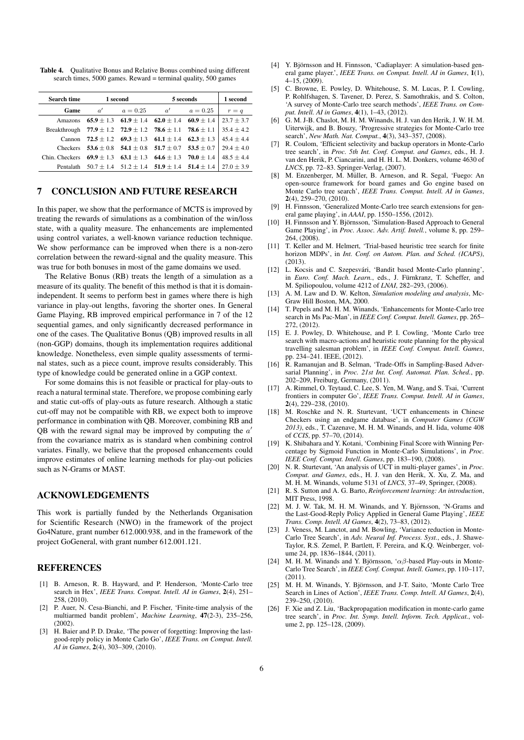**Table 4.** Qualitative Bonus and Relative Bonus combined using different search times, 5000 games. Reward = terminal quality, 500 games

| Search time | 1 second | | 5 seconds | | 1 second |
|---|---|---|---|---|---|
| **Game** | $a'$ | $a = 0.25$ | $a'$ | $a = 0.25$ | $r = q$ |
| Amazons | **65.9** $\pm$ 1.3 | **61.9** $\pm$ 1.4 | **62.0** $\pm$ 1.4 | **60.9** $\pm$ 1.4 | 23.7 $\pm$ 3.7 |
| Breakthrough | **77.9** $\pm$ 1.2 | **72.9** $\pm$ 1.2 | **78.6** $\pm$ 1.1 | **78.6** $\pm$ 1.1 | 35.4 $\pm$ 4.2 |
| Cannon | **72.5** $\pm$ 1.2 | **69.3** $\pm$ 1.3 | **61.1** $\pm$ 1.4 | **62.3** $\pm$ 1.3 | 45.4 $\pm$ 4.4 |
| Checkers | **53.6** $\pm$ 0.8 | **54.1** $\pm$ 0.8 | **51.7** $\pm$ 0.7 | **53.5** $\pm$ 0.7 | 29.4 $\pm$ 4.0 |
| Chin. Checkers | **69.9** $\pm$ 1.3 | **63.1** $\pm$ 1.3 | **64.6** $\pm$ 1.3 | **70.0** $\pm$ 1.4 | 48.5 $\pm$ 4.4 |
| Pentalath | 50.7 $\pm$ 1.4 | 51.2 $\pm$ 1.4 | **51.9** $\pm$ 1.4 | **51.4** $\pm$ 1.4 | 27.0 $\pm$ 3.9 |

## 7 CONCLUSION AND FUTURE RESEARCH

In this paper, we show that the performance of MCTS is improved by treating the rewards of simulations as a combination of the win/loss state, with a quality measure. The enhancements are implemented using control variates, a well-known variance reduction technique. We show performance can be improved when there is a non-zero correlation between the reward-signal and the quality measure. This was true for both bonuses in most of the game domains we used.

The Relative Bonus (RB) treats the length of a simulation as a measure of its quality. The benefit of this method is that it is domain-independent. It seems to perform best in games where there is high variance in play-out lengths, favoring the shorter ones. In General Game Playing, RB improved empirical performance in 7 of the 12 sequential games, and only significantly decreased performance in one of the cases. The Qualitative Bonus (QB) improved results in all (non-GGP) domains, though its implementation requires additional knowledge. Nonetheless, even simple quality assessments of terminal states, such as a piece count, improve results considerably. This type of knowledge could be generated online in a GGP context.

For some domains this is not feasible or practical for play-outs to reach a natural terminal state. Therefore, we propose combining early and static cut-offs of play-outs as future research. Although a static cut-off may not be compatible with RB, we expect both to improve performance in combination with QB. Moreover, combining RB and QB with the reward signal may be improved by computing the $a'$ from the covariance matrix as is standard when combining control variates. Finally, we believe that the proposed enhancements could improve estimates of online learning methods for play-out policies such as N-Grams or MAST.

## ACKNOWLEDGEMENTS

This work is partially funded by the Netherlands Organisation for Scientific Research (NWO) in the framework of the project Go4Nature, grant number 612.000.938, and in the framework of the project GoGeneral, with grant number 612.001.121.

## REFERENCES

[1] B. Arneson, R. B. Hayward, and P. Henderson, 'Monte-Carlo tree search in Hex', *IEEE Trans. Comput. Intell. AI in Games*, **2**(4), 251–258, (2010).

[2] P. Auer, N. Cesa-Bianchi, and P. Fischer, 'Finite-time analysis of the multiarmed bandit problem', *Machine Learning*, **47**(2-3), 235–256, (2002).

[3] H. Baier and P. D. Drake, 'The power of forgetting: Improving the last-good-reply policy in Monte Carlo Go', *IEEE Trans. on Comput. Intell. AI in Games*, **2**(4), 303–309, (2010).

[4] Y. Björnsson and H. Finnsson, 'Cadiaplayer: A simulation-based general game player.', *IEEE Trans. on Comput. Intell. AI in Games*, **1**(1), 4–15, (2009).

[5] C. Browne, E. Powley, D. Whitehouse, S. M. Lucas, P. I. Cowling, P. Rohlfshagen, S. Tavener, D. Perez, S. Samothrakis, and S. Colton, 'A survey of Monte-Carlo tree search methods', *IEEE Trans. on Comput. Intell. AI in Games*, **4**(1), 1–43, (2012).

[6] G. M. J-B. Chaslot, M. H. M. Winands, H. J. van den Herik, J. W. H. M. Uiterwijk, and B. Bouzy, 'Progressive strategies for Monte-Carlo tree search', *New Math. Nat. Comput.*, **4**(3), 343–357, (2008).

[7] R. Coulom, 'Efficient selectivity and backup operators in Monte-Carlo tree search', in *Proc. 5th Int. Conf. Comput. and Games*, eds., H. J. van den Herik, P. Ciancarini, and H. H. L. M. Donkers, volume 4630 of *LNCS*, pp. 72–83. Springer-Verlag, (2007).

[8] M. Enzenberger, M. Müller, B. Arneson, and R. Segal, 'Fuego: An open-source framework for board games and Go engine based on Monte Carlo tree search', *IEEE Trans. Comput. Intell. AI in Games*, **2**(4), 259–270, (2010).

[9] H. Finnsson, 'Generalized Monte-Carlo tree search extensions for general game playing', in *AAAI*, pp. 1550–1556, (2012).

[10] H. Finnsson and Y. Björnsson, 'Simulation-Based Approach to General Game Playing', in *Proc. Assoc. Adv. Artif. Intell.*, volume 8, pp. 259–264, (2008).

[11] T. Keller and M. Helmert, 'Trial-based heuristic tree search for finite horizon MDPs', in *Int. Conf. on Autom. Plan. and Sched. (ICAPS)*, (2013).

[12] L. Kocsis and C. Szepesvári, 'Bandit based Monte-Carlo planning', in *Euro. Conf. Mach. Learn.*, eds., J. Fürnkranz, T. Scheffer, and M. Spiliopoulou, volume 4212 of *LNAI*, 282–293, (2006).

[13] A. M. Law and D. W. Kelton, *Simulation modeling and analysis*, McGraw Hill Boston, MA, 2000.

[14] T. Pepels and M. H. M. Winands, 'Enhancements for Monte-Carlo tree search in Ms Pac-Man', in *IEEE Conf. Comput. Intell. Games*, pp. 265–272, (2012).

[15] E. J. Powley, D. Whitehouse, and P. I. Cowling, 'Monte Carlo tree search with macro-actions and heuristic route planning for the physical travelling salesman problem', in *IEEE Conf. Comput. Intell. Games*, pp. 234–241. IEEE, (2012).

[16] R. Ramanujan and B. Selman, 'Trade-Offs in Sampling-Based Adversarial Planning', in *Proc. 21st Int. Conf. Automat. Plan. Sched.*, pp. 202–209, Freiburg, Germany, (2011).

[17] A. Rimmel, O. Teytaud, C. Lee, S. Yen, M. Wang, and S. Tsai, 'Current frontiers in computer Go', *IEEE Trans. Comput. Intell. AI in Games*, **2**(4), 229–238, (2010).

[18] M. Roschke and N. R. Sturtevant, 'UCT enhancements in Chinese Checkers using an endgame database', in *Computer Games (CGW 2013)*, eds., T. Cazenave, M. H. M. Winands, and H. Iida, volume 408 of *CCIS*, pp. 57–70, (2014).

[19] K. Shibahara and Y. Kotani, 'Combining Final Score with Winning Percentage by Sigmoid Function in Monte-Carlo Simulations', in *Proc. IEEE Conf. Comput. Intell. Games*, pp. 183–190, (2008).

[20] N. R. Sturtevant, 'An analysis of UCT in multi-player games', in *Proc. Comput. and Games*, eds., H. J. van den Herik, X. Xu, Z. Ma, and M. H. M. Winands, volume 5131 of *LNCS*, 37–49, Springer, (2008).

[21] R. S. Sutton and A. G. Barto, *Reinforcement learning: An introduction*, MIT Press, 1998.

[22] M. J. W. Tak, M. H. M. Winands, and Y. Björnsson, 'N-Grams and the Last-Good-Reply Policy Applied in General Game Playing', *IEEE Trans. Comp. Intell. AI Games*, **4**(2), 73–83, (2012).

[23] J. Veness, M. Lanctot, and M. Bowling, 'Variance reduction in Monte-Carlo Tree Search', in *Adv. Neural Inf. Process. Syst.*, eds., J. Shawe-Taylor, R.S. Zemel, P. Bartlett, F. Pereira, and K.Q. Weinberger, volume 24, pp. 1836–1844, (2011).

[24] M. H. M. Winands and Y. Björnsson, '$\alpha\beta$-based Play-outs in Monte-Carlo Tree Search', in *IEEE Conf. Comput. Intell. Games*, pp. 110–117, (2011).

[25] M. H. M. Winands, Y. Björnsson, and J-T. Saito, 'Monte Carlo Tree Search in Lines of Action', *IEEE Trans. Comp. Intell. AI Games*, **2**(4), 239–250, (2010).

[26] F. Xie and Z. Liu, 'Backpropagation modification in monte-carlo game tree search', in *Proc. Int. Symp. Intell. Inform. Tech. Applicat.*, volume 2, pp. 125–128, (2009).